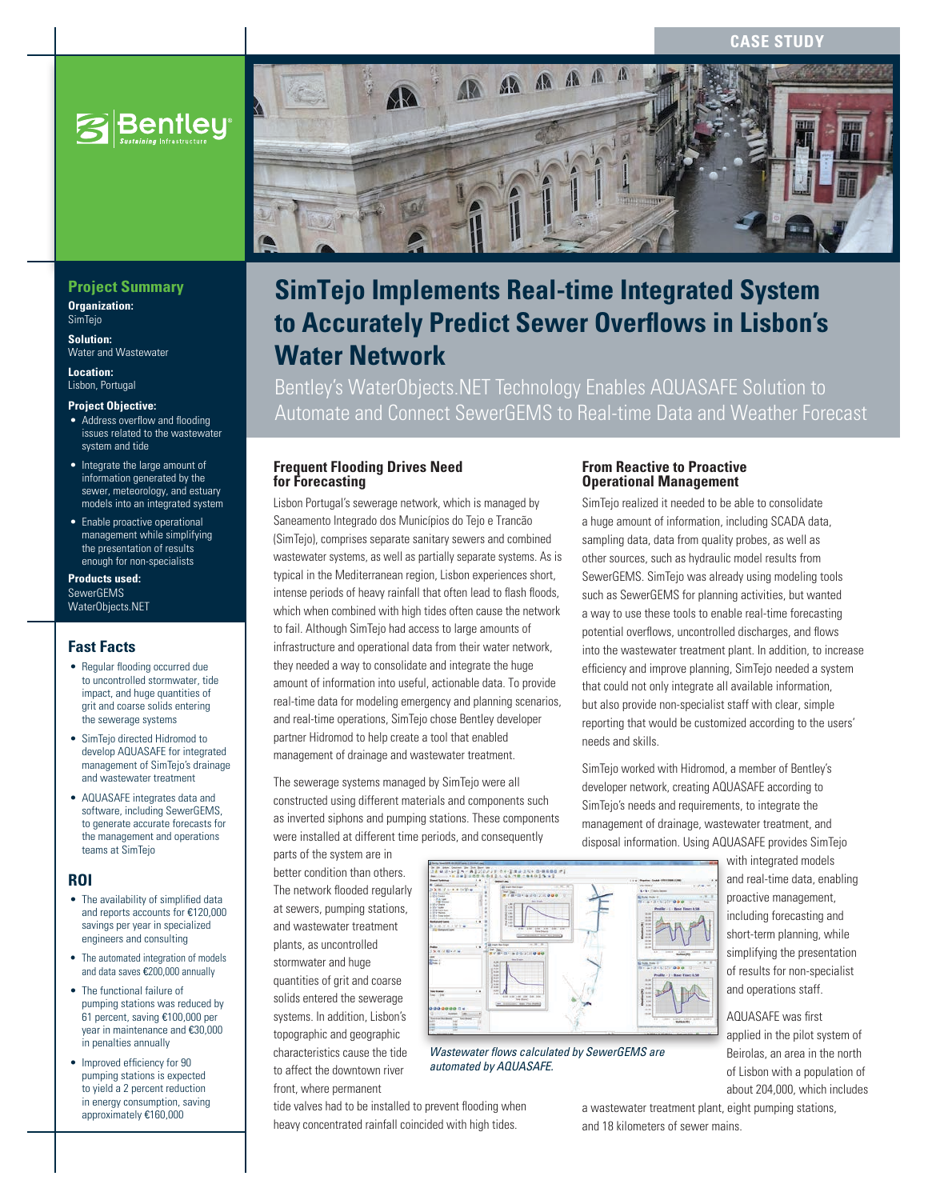CASE STUDY

## Project Summary

**Organization:**
SimTejo

**Solution:**
Water and Wastewater

**Location:**
Lisbon, Portugal

**Project Objective:**

- Address overflow and flooding issues related to the wastewater system and tide
- Integrate the large amount of information generated by the sewer, meteorology, and estuary models into an integrated system
- Enable proactive operational management while simplifying the presentation of results enough for non-specialists

**Products used:**
SewerGEMS
WaterObjects.NET

## Fast Facts

- Regular flooding occurred due to uncontrolled stormwater, tide impact, and huge quantities of grit and coarse solids entering the sewerage systems
- SimTejo directed Hidromod to develop AQUASAFE for integrated management of SimTejo's drainage and wastewater treatment
- AQUASAFE integrates data and software, including SewerGEMS, to generate accurate forecasts for the management and operations teams at SimTejo

## ROI

- The availability of simplified data and reports accounts for €120,000 savings per year in specialized engineers and consulting
- The automated integration of models and data saves €200,000 annually
- The functional failure of pumping stations was reduced by 61 percent, saving €100,000 per year in maintenance and €30,000 in penalties annually
- Improved efficiency for 90 pumping stations is expected to yield a 2 percent reduction in energy consumption, saving approximately €160,000

# SimTejo Implements Real-time Integrated System to Accurately Predict Sewer Overflows in Lisbon's Water Network

Bentley's WaterObjects.NET Technology Enables AQUASAFE Solution to Automate and Connect SewerGEMS to Real-time Data and Weather Forecast

### Frequent Flooding Drives Need for Forecasting

Lisbon Portugal's sewerage network, which is managed by Saneamento Integrado dos Municípios do Tejo e Trancão (SimTejo), comprises separate sanitary sewers and combined wastewater systems, as well as partially separate systems. As is typical in the Mediterranean region, Lisbon experiences short, intense periods of heavy rainfall that often lead to flash floods, which when combined with high tides often cause the network to fail. Although SimTejo had access to large amounts of infrastructure and operational data from their water network, they needed a way to consolidate and integrate the huge amount of information into useful, actionable data. To provide real-time data for modeling emergency and planning scenarios, and real-time operations, SimTejo chose Bentley developer partner Hidromod to help create a tool that enabled management of drainage and wastewater treatment.

The sewerage systems managed by SimTejo were all constructed using different materials and components such as inverted siphons and pumping stations. These components were installed at different time periods, and consequently parts of the system are in better condition than others. The network flooded regularly at sewers, pumping stations, and wastewater treatment plants, as uncontrolled stormwater and huge quantities of grit and coarse solids entered the sewerage systems. In addition, Lisbon's topographic and geographic characteristics cause the tide to affect the downtown river front, where permanent tide valves had to be installed to prevent flooding when heavy concentrated rainfall coincided with high tides.

*Wastewater flows calculated by SewerGEMS are automated by AQUASAFE.*

### From Reactive to Proactive Operational Management

SimTejo realized it needed to be able to consolidate a huge amount of information, including SCADA data, sampling data, data from quality probes, as well as other sources, such as hydraulic model results from SewerGEMS. SimTejo was already using modeling tools such as SewerGEMS for planning activities, but wanted a way to use these tools to enable real-time forecasting potential overflows, uncontrolled discharges, and flows into the wastewater treatment plant. In addition, to increase efficiency and improve planning, SimTejo needed a system that could not only integrate all available information, but also provide non-specialist staff with clear, simple reporting that would be customized according to the users' needs and skills.

SimTejo worked with Hidromod, a member of Bentley's developer network, creating AQUASAFE according to SimTejo's needs and requirements, to integrate the management of drainage, wastewater treatment, and disposal information. Using AQUASAFE provides SimTejo with integrated models and real-time data, enabling proactive management, including forecasting and short-term planning, while simplifying the presentation of results for non-specialist and operations staff.

AQUASAFE was first applied in the pilot system of Beirolas, an area in the north of Lisbon with a population of about 204,000, which includes a wastewater treatment plant, eight pumping stations, and 18 kilometers of sewer mains.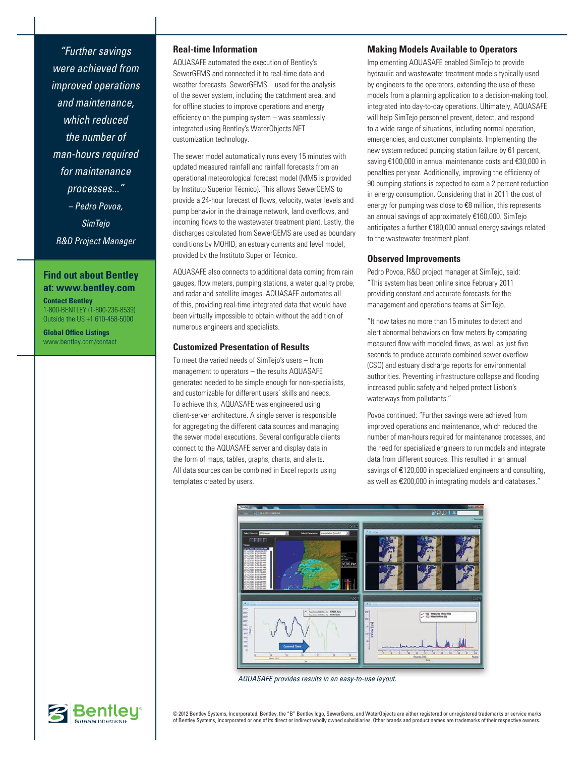*"Further savings were achieved from improved operations and maintenance, which reduced the number of man-hours required for maintenance processes..."*
*– Pedro Povoa, SimTejo R&D Project Manager*

**Find out about Bentley at: www.bentley.com**

**Contact Bentley**
1-800-BENTLEY (1-800-236-8539)
Outside the US +1 610-458-5000

**Global Office Listings**
www.bentley.com/contact

### Real-time Information

AQUASAFE automated the execution of Bentley's SewerGEMS and connected it to real-time data and weather forecasts. SewerGEMS – used for the analysis of the sewer system, including the catchment area, and for offline studies to improve operations and energy efficiency on the pumping system – was seamlessly integrated using Bentley's WaterObjects.NET customization technology.

The sewer model automatically runs every 15 minutes with updated measured rainfall and rainfall forecasts from an operational meteorological forecast model (MM5 is provided by Instituto Superior Técnico). This allows SewerGEMS to provide a 24-hour forecast of flows, velocity, water levels and pump behavior in the drainage network, land overflows, and incoming flows to the wastewater treatment plant. Lastly, the discharges calculated from SewerGEMS are used as boundary conditions by MOHID, an estuary currents and level model, provided by the Instituto Superior Técnico.

AQUASAFE also connects to additional data coming from rain gauges, flow meters, pumping stations, a water quality probe, and radar and satellite images. AQUASAFE automates all of this, providing real-time integrated data that would have been virtually impossible to obtain without the addition of numerous engineers and specialists.

### Customized Presentation of Results

To meet the varied needs of SimTejo's users – from management to operators – the results AQUASAFE generated needed to be simple enough for non-specialists, and customizable for different users' skills and needs. To achieve this, AQUASAFE was engineered using client-server architecture. A single server is responsible for aggregating the different data sources and managing the sewer model executions. Several configurable clients connect to the AQUASAFE server and display data in the form of maps, tables, graphs, charts, and alerts. All data sources can be combined in Excel reports using templates created by users.

### Making Models Available to Operators

Implementing AQUASAFE enabled SimTejo to provide hydraulic and wastewater treatment models typically used by engineers to the operators, extending the use of these models from a planning application to a decision-making tool, integrated into day-to-day operations. Ultimately, AQUASAFE will help SimTejo personnel prevent, detect, and respond to a wide range of situations, including normal operation, emergencies, and customer complaints. Implementing the new system reduced pumping station failure by 61 percent, saving €100,000 in annual maintenance costs and €30,000 in penalties per year. Additionally, improving the efficiency of 90 pumping stations is expected to earn a 2 percent reduction in energy consumption. Considering that in 2011 the cost of energy for pumping was close to €8 million, this represents an annual savings of approximately €160,000. SimTejo anticipates a further €180,000 annual energy savings related to the wastewater treatment plant.

### Observed Improvements

Pedro Povoa, R&D project manager at SimTejo, said: "This system has been online since February 2011 providing constant and accurate forecasts for the management and operations teams at SimTejo.

"It now takes no more than 15 minutes to detect and alert abnormal behaviors on flow meters by comparing measured flow with modeled flows, as well as just five seconds to produce accurate combined sewer overflow (CSO) and estuary discharge reports for environmental authorities. Preventing infrastructure collapse and flooding increased public safety and helped protect Lisbon's waterways from pollutants."

Povoa continued: "Further savings were achieved from improved operations and maintenance, which reduced the number of man-hours required for maintenance processes, and the need for specialized engineers to run models and integrate data from different sources. This resulted in an annual savings of €120,000 in specialized engineers and consulting, as well as €200,000 in integrating models and databases."

*AQUASAFE provides results in an easy-to-use layout.*

© 2012 Bentley Systems, Incorporated. Bentley, the "B" Bentley logo, SewerGems, and WaterObjects are either registered or unregistered trademarks or service marks of Bentley Systems, Incorporated or one of its direct or indirect wholly owned subsidiaries. Other brands and product names are trademarks of their respective owners.